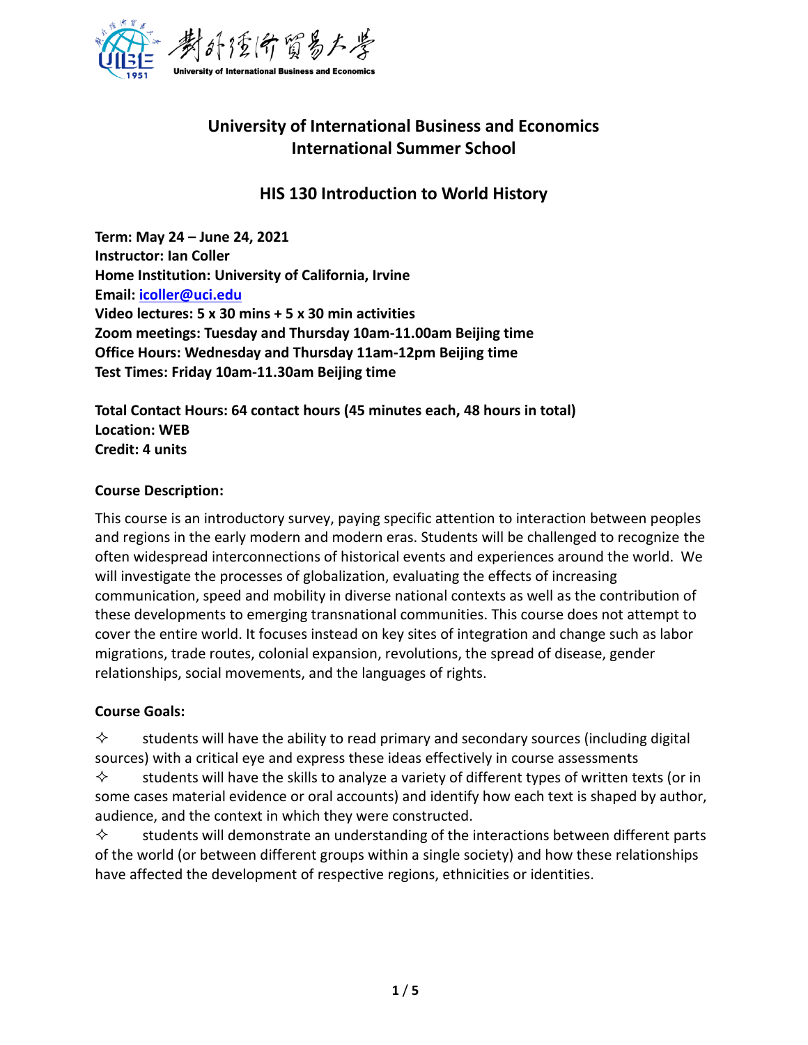# University of International Business and Economics
# International Summer School

## HIS 130 Introduction to World History

**Term: May 24 – June 24, 2021**
**Instructor: Ian Coller**
**Home Institution: University of California, Irvine**
**Email: icoller@uci.edu**
**Video lectures: 5 x 30 mins + 5 x 30 min activities**
**Zoom meetings: Tuesday and Thursday 10am-11.00am Beijing time**
**Office Hours: Wednesday and Thursday 11am-12pm Beijing time**
**Test Times: Friday 10am-11.30am Beijing time**

**Total Contact Hours: 64 contact hours (45 minutes each, 48 hours in total)**
**Location: WEB**
**Credit: 4 units**

**Course Description:**

This course is an introductory survey, paying specific attention to interaction between peoples and regions in the early modern and modern eras. Students will be challenged to recognize the often widespread interconnections of historical events and experiences around the world. We will investigate the processes of globalization, evaluating the effects of increasing communication, speed and mobility in diverse national contexts as well as the contribution of these developments to emerging transnational communities. This course does not attempt to cover the entire world. It focuses instead on key sites of integration and change such as labor migrations, trade routes, colonial expansion, revolutions, the spread of disease, gender relationships, social movements, and the languages of rights.

**Course Goals:**

- ✧ students will have the ability to read primary and secondary sources (including digital sources) with a critical eye and express these ideas effectively in course assessments
- ✧ students will have the skills to analyze a variety of different types of written texts (or in some cases material evidence or oral accounts) and identify how each text is shaped by author, audience, and the context in which they were constructed.
- ✧ students will demonstrate an understanding of the interactions between different parts of the world (or between different groups within a single society) and how these relationships have affected the development of respective regions, ethnicities or identities.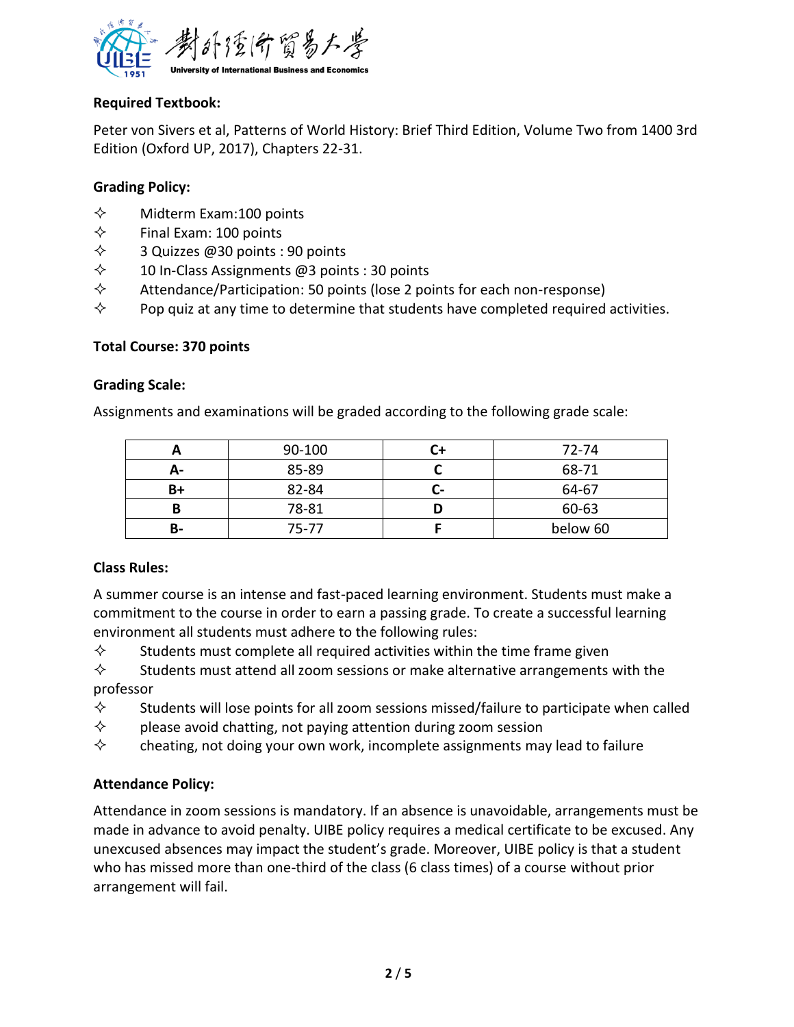**Required Textbook:**

Peter von Sivers et al, Patterns of World History: Brief Third Edition, Volume Two from 1400 3rd Edition (Oxford UP, 2017), Chapters 22-31.

**Grading Policy:**

- ✧ Midterm Exam:100 points
- ✧ Final Exam: 100 points
- ✧ 3 Quizzes @30 points : 90 points
- ✧ 10 In-Class Assignments @3 points : 30 points
- ✧ Attendance/Participation: 50 points (lose 2 points for each non-response)
- ✧ Pop quiz at any time to determine that students have completed required activities.

**Total Course: 370 points**

**Grading Scale:**

Assignments and examinations will be graded according to the following grade scale:

| A | 90-100 | C+ | 72-74 |
|---|---|---|---|
| A- | 85-89 | C | 68-71 |
| B+ | 82-84 | C- | 64-67 |
| B | 78-81 | D | 60-63 |
| B- | 75-77 | F | below 60 |

**Class Rules:**

A summer course is an intense and fast-paced learning environment. Students must make a commitment to the course in order to earn a passing grade. To create a successful learning environment all students must adhere to the following rules:

- ✧ Students must complete all required activities within the time frame given
- ✧ Students must attend all zoom sessions or make alternative arrangements with the professor
- ✧ Students will lose points for all zoom sessions missed/failure to participate when called
- ✧ please avoid chatting, not paying attention during zoom session
- ✧ cheating, not doing your own work, incomplete assignments may lead to failure

**Attendance Policy:**

Attendance in zoom sessions is mandatory. If an absence is unavoidable, arrangements must be made in advance to avoid penalty. UIBE policy requires a medical certificate to be excused. Any unexcused absences may impact the student's grade. Moreover, UIBE policy is that a student who has missed more than one-third of the class (6 class times) of a course without prior arrangement will fail.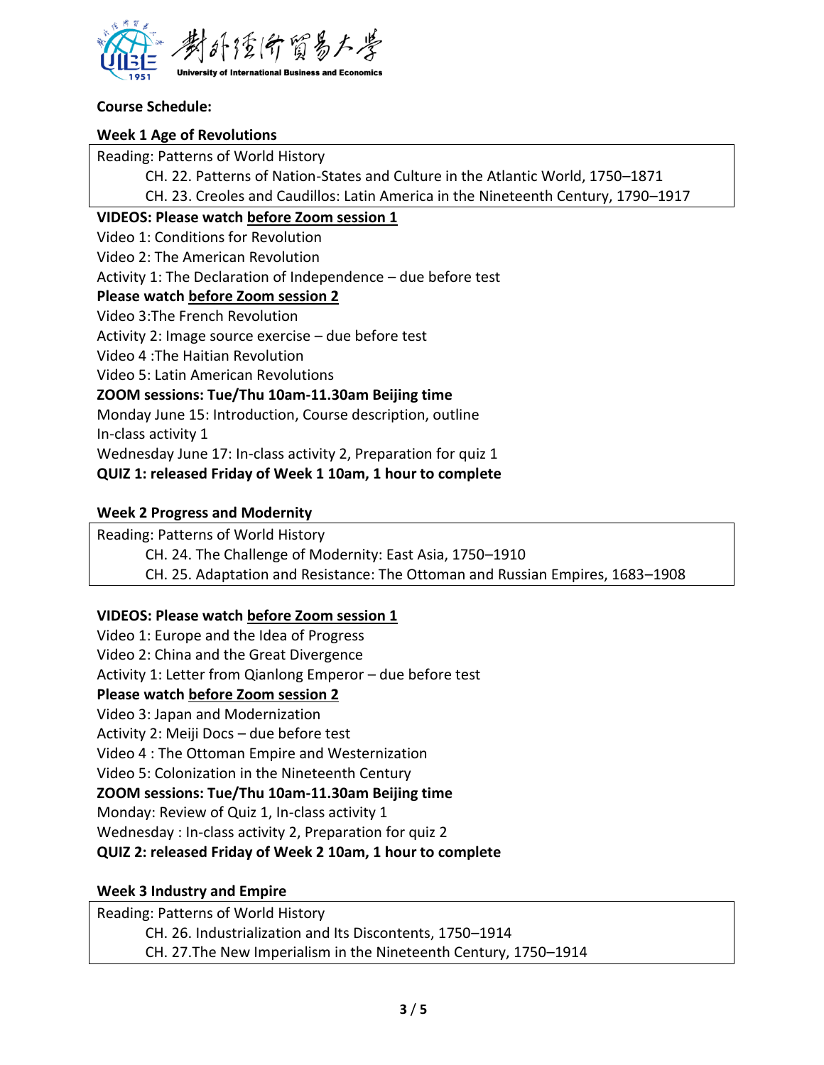**Course Schedule:**

**Week 1 Age of Revolutions**

Reading: Patterns of World History

CH. 22. Patterns of Nation-States and Culture in the Atlantic World, 1750–1871

CH. 23. Creoles and Caudillos: Latin America in the Nineteenth Century, 1790–1917

**VIDEOS: Please watch before Zoom session 1**

Video 1: Conditions for Revolution

Video 2: The American Revolution

Activity 1: The Declaration of Independence – due before test

**Please watch before Zoom session 2**

Video 3:The French Revolution

Activity 2: Image source exercise – due before test

Video 4 :The Haitian Revolution

Video 5: Latin American Revolutions

**ZOOM sessions: Tue/Thu 10am-11.30am Beijing time**

Monday June 15: Introduction, Course description, outline

In-class activity 1

Wednesday June 17: In-class activity 2, Preparation for quiz 1

**QUIZ 1: released Friday of Week 1 10am, 1 hour to complete**

**Week 2 Progress and Modernity**

Reading: Patterns of World History

CH. 24. The Challenge of Modernity: East Asia, 1750–1910

CH. 25. Adaptation and Resistance: The Ottoman and Russian Empires, 1683–1908

**VIDEOS: Please watch before Zoom session 1**

Video 1: Europe and the Idea of Progress

Video 2: China and the Great Divergence

Activity 1: Letter from Qianlong Emperor – due before test

**Please watch before Zoom session 2**

Video 3: Japan and Modernization

Activity 2: Meiji Docs – due before test

Video 4 : The Ottoman Empire and Westernization

Video 5: Colonization in the Nineteenth Century

**ZOOM sessions: Tue/Thu 10am-11.30am Beijing time**

Monday: Review of Quiz 1, In-class activity 1

Wednesday : In-class activity 2, Preparation for quiz 2

**QUIZ 2: released Friday of Week 2 10am, 1 hour to complete**

**Week 3 Industry and Empire**

Reading: Patterns of World History

CH. 26. Industrialization and Its Discontents, 1750–1914

CH. 27.The New Imperialism in the Nineteenth Century, 1750–1914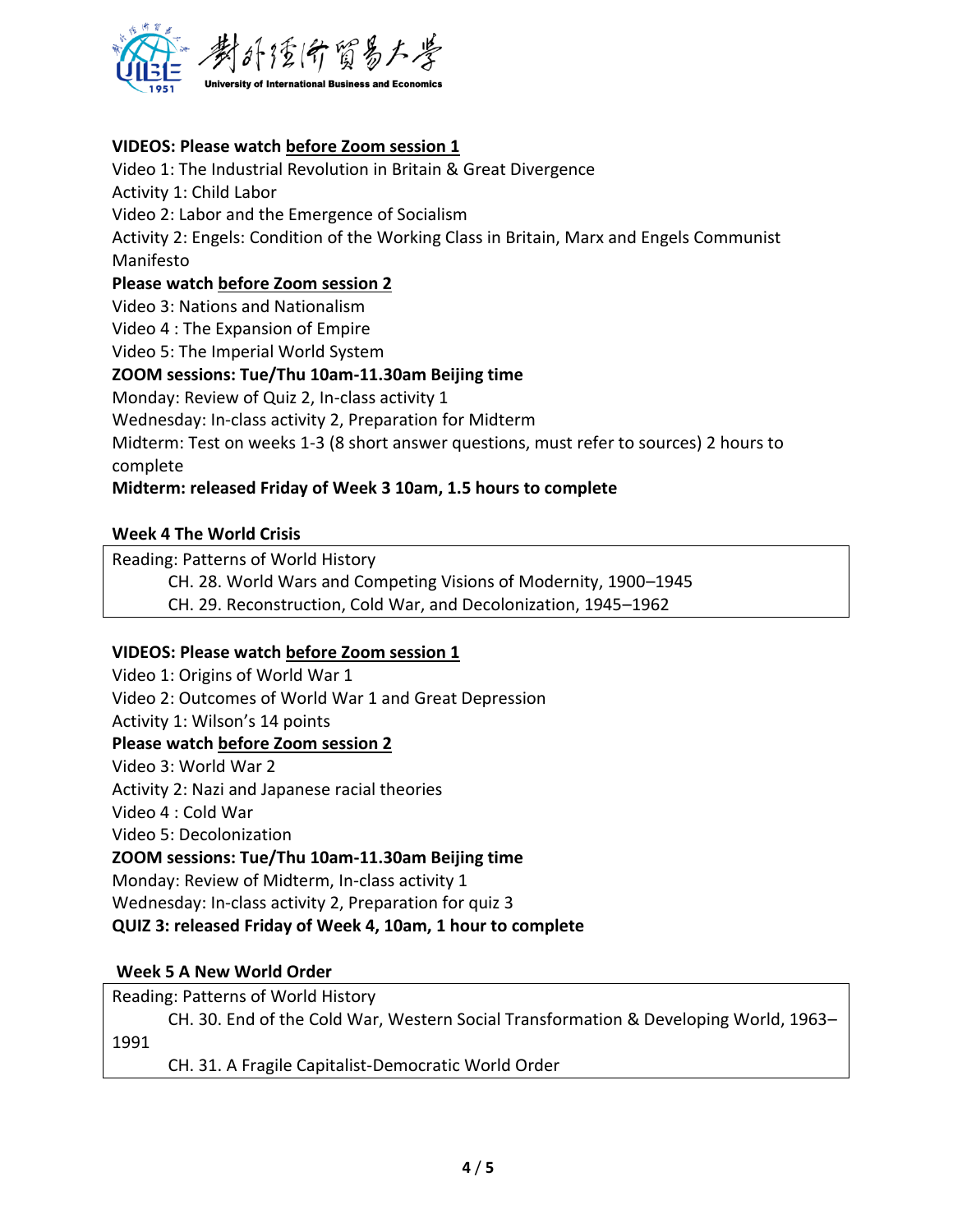**VIDEOS: Please watch before Zoom session 1**

Video 1: The Industrial Revolution in Britain & Great Divergence
Activity 1: Child Labor
Video 2: Labor and the Emergence of Socialism
Activity 2: Engels: Condition of the Working Class in Britain, Marx and Engels Communist Manifesto

**Please watch before Zoom session 2**

Video 3: Nations and Nationalism
Video 4 : The Expansion of Empire
Video 5: The Imperial World System

**ZOOM sessions: Tue/Thu 10am-11.30am Beijing time**

Monday: Review of Quiz 2, In-class activity 1
Wednesday: In-class activity 2, Preparation for Midterm
Midterm: Test on weeks 1-3 (8 short answer questions, must refer to sources) 2 hours to complete

**Midterm: released Friday of Week 3 10am, 1.5 hours to complete**

## Week 4 The World Crisis

Reading: Patterns of World History
- CH. 28. World Wars and Competing Visions of Modernity, 1900–1945
- CH. 29. Reconstruction, Cold War, and Decolonization, 1945–1962

**VIDEOS: Please watch before Zoom session 1**

Video 1: Origins of World War 1
Video 2: Outcomes of World War 1 and Great Depression
Activity 1: Wilson's 14 points

**Please watch before Zoom session 2**

Video 3: World War 2
Activity 2: Nazi and Japanese racial theories
Video 4 : Cold War
Video 5: Decolonization

**ZOOM sessions: Tue/Thu 10am-11.30am Beijing time**

Monday: Review of Midterm, In-class activity 1
Wednesday: In-class activity 2, Preparation for quiz 3

**QUIZ 3: released Friday of Week 4, 10am, 1 hour to complete**

## Week 5 A New World Order

Reading: Patterns of World History
- CH. 30. End of the Cold War, Western Social Transformation & Developing World, 1963–1991
- CH. 31. A Fragile Capitalist-Democratic World Order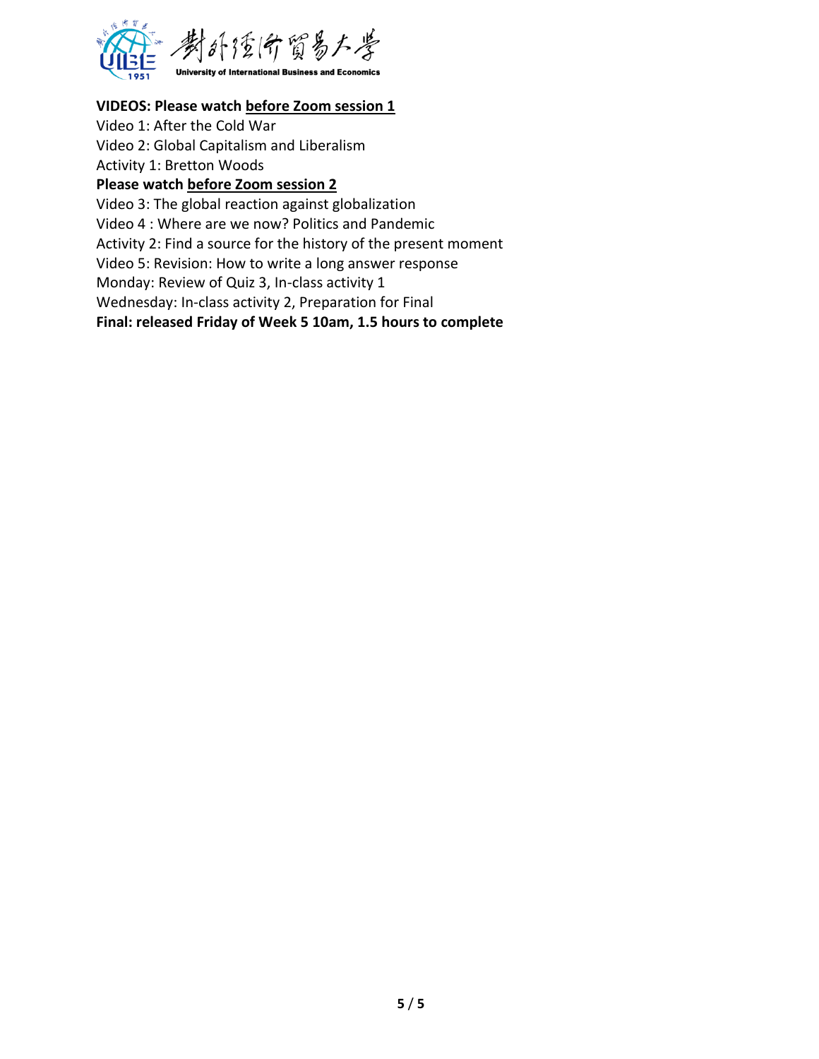**VIDEOS: Please watch <u>before Zoom session 1</u>**
Video 1: After the Cold War
Video 2: Global Capitalism and Liberalism
Activity 1: Bretton Woods
**Please watch <u>before Zoom session 2</u>**
Video 3: The global reaction against globalization
Video 4 : Where are we now? Politics and Pandemic
Activity 2: Find a source for the history of the present moment
Video 5: Revision: How to write a long answer response
Monday: Review of Quiz 3, In-class activity 1
Wednesday: In-class activity 2, Preparation for Final
**Final: released Friday of Week 5 10am, 1.5 hours to complete**